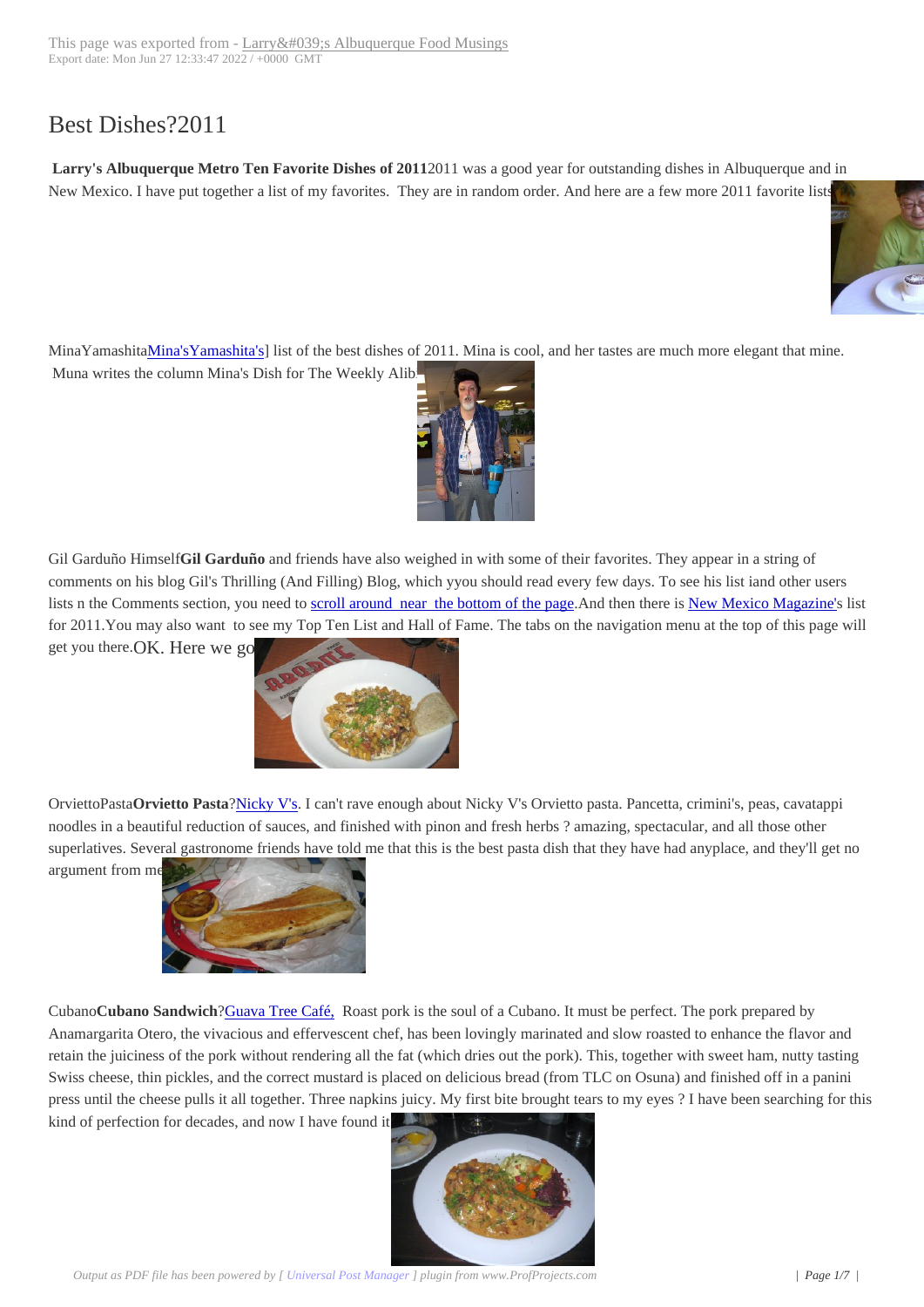# Best Dishes?2011

**Larry's Albuquerque Metro Ten Favorite Dishes of 2011**2011 was a good year for outstanding dishes in Albuquerque and in New Mexico. I have put together a list of my favorites. They are in random order. And here are a few more 2011 favorite lists:

MinaYamashitaMina'sYamashita's] list of the best dishes of 2011. Mina is cool, and her tastes are much more elegant that mine. Muna writes the column Mina's Dish for The Weekly Alibi.

Gil Garduño Himself**Gil Garduño** and friends have also weighed in with some of their favorites. They appear in a string of comments on his blog Gil's Thrilling (And Filling) Blog, which yyou should read every few days. To see his list iand other users lists n the Comments section, you need to scroll around near the bottom of the page.And then there is New Mexico Magazine's list for 2011.You may also want to see my Top Ten List and Hall of Fame. The tabs on the navigation menu at the top of this page will get you there.OK. Here we go:

OrvietoPasta**Orvietto Pasta**?Nicky V's. I can't rave enough about Nicky V's Orvietto pasta. Pancetta, crimini's, peas, cavatappi noodles in a beautiful reduction of sauces, and finished with pinon and fresh herbs ? amazing, spectacular, and all those other superlatives. Several gastronome friends have told me that this is the best pasta dish that they have had anyplace, and they'll get no argument from me.

Cubano**Cubano Sandwich**?Guava Tree Café, Roast pork is the soul of a Cubano. It must be perfect. The pork prepared by Anamargarita Otero, the vivacious and effervescent chef, has been lovingly marinated and slow roasted to enhance the flavor and retain the juiciness of the pork without rendering all the fat (which dries out the pork). This, together with sweet ham, nutty tasting Swiss cheese, thin pickles, and the correct mustard is placed on delicious bread (from TLC on Osuna) and finished off in a panini press until the cheese pulls it all together. Three napkins juicy. My first bite brought tears to my eyes ? I have been searching for this kind of perfection for decades, and now I have found it.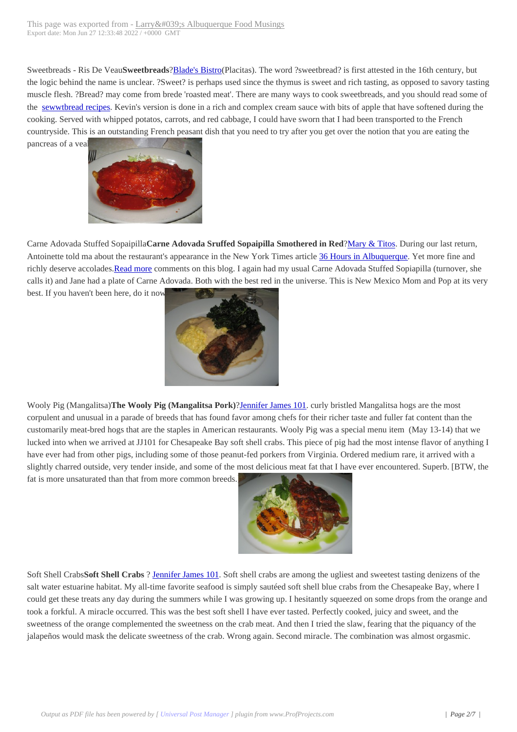Sweetbreads - Ris De Veau**Sweetbreads**?Blade's Bistro(Placitas). The word ?sweetbread? is first attested in the 16th century, but the logic behind the name is unclear. ?Sweet? is perhaps used since the thymus is sweet and rich tasting, as opposed to savory tasting muscle flesh. ?Bread? may come from brede 'roasted meat'. There are many ways to cook sweetbreads, and you should read some of the sewwtbread recipes. Kevin's version is done in a rich and complex cream sauce with bits of apple that have softened during the cooking. Served with whipped potatos, carrots, and red cabbage, I could have sworn that I had been transported to the French countryside. This is an outstanding French peasant dish that you need to try after you get over the notion that you are eating the pancreas of a veal.

Carne Adovada Stuffed Sopaipilla**Carne Adovada Sruffed Sopaipilla Smothered in Red**?Mary & Titos. During our last return, Antoinette told ma about the restaurant's appearance in the New York Times article 36 Hours in Albuquerque. Yet more fine and richly deserve accolades.Read more comments on this blog. I again had my usual Carne Adovada Stuffed Sopiapilla (turnover, she calls it) and Jane had a plate of Carne Adovada. Both with the best red in the universe. This is New Mexico Mom and Pop at its very best. If you haven't been here, do it now.

Wooly Pig (Mangalitsa)**The Wooly Pig (Mangalitsa Pork)**?Jennifer James 101. curly bristled Mangalitsa hogs are the most corpulent and unusual in a parade of breeds that has found favor among chefs for their richer taste and fuller fat content than the customarily meat-bred hogs that are the staples in American restaurants. Wooly Pig was a special menu item (May 13-14) that we lucked into when we arrived at JJ101 for Chesapeake Bay soft shell crabs. This piece of pig had the most intense flavor of anything I have ever had from other pigs, including some of those peanut-fed porkers from Virginia. Ordered medium rare, it arrived with a slightly charred outside, very tender inside, and some of the most delicious meat fat that I have ever encountered. Superb. [BTW, the fat is more unsaturated than that from more common breeds.

Soft Shell Crabs**Soft Shell Crabs** ? Jennifer James 101. Soft shell crabs are among the ugliest and sweetest tasting denizens of the salt water estuarine habitat. My all-time favorite seafood is simply sautéed soft shell blue crabs from the Chesapeake Bay, where I could get these treats any day during the summers while I was growing up. I hesitantly squeezed on some drops from the orange and took a forkful. A miracle occurred. This was the best soft shell I have ever tasted. Perfectly cooked, juicy and sweet, and the sweetness of the orange complemented the sweetness on the crab meat. And then I tried the slaw, fearing that the piquancy of the jalapeños would mask the delicate sweetness of the crab. Wrong again. Second miracle. The combination was almost orgasmic.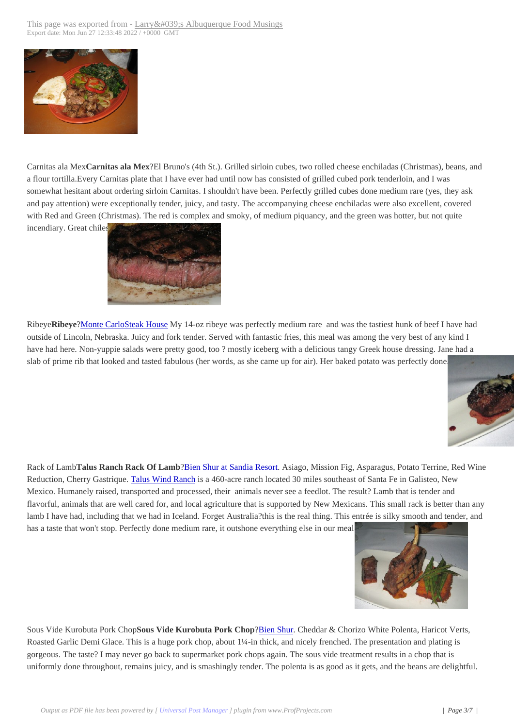Carnitas ala Mex**Carnitas ala Mex**?El Bruno's (4th St.). Grilled sirloin cubes, two rolled cheese enchiladas (Christmas), beans, and a flour tortilla.Every Carnitas plate that I have ever had until now has consisted of grilled cubed pork tenderloin, and I was somewhat hesitant about ordering sirloin Carnitas. I shouldn't have been. Perfectly grilled cubes done medium rare (yes, they ask and pay attention) were exceptionally tender, juicy, and tasty. The accompanying cheese enchiladas were also excellent, covered with Red and Green (Christmas). The red is complex and smoky, of medium piquancy, and the green was hotter, but not quite incendiary. Great chiles

Ribeye**Ribeye**?[Monte CarloSteak House](#) My 14-oz ribeye was perfectly medium rare and was the tastiest hunk of beef I have had outside of Lincoln, Nebraska. Juicy and fork tender. Served with fantastic fries, this meal was among the very best of any kind I have had here. Non-yuppie salads were pretty good, too ? mostly iceberg with a delicious tangy Greek house dressing. Jane had a slab of prime rib that looked and tasted fabulous (her words, as she came up for air). Her baked potato was perfectly done

Rack of Lamb**Talus Ranch Rack Of Lamb**?[Bien Shur at Sandia Resort](#). Asiago, Mission Fig, Asparagus, Potato Terrine, Red Wine Reduction, Cherry Gastrique. [Talus Wind Ranch](#) is a 460-acre ranch located 30 miles southeast of Santa Fe in Galisteo, New Mexico. Humanely raised, transported and processed, their animals never see a feedlot. The result? Lamb that is tender and flavorful, animals that are well cared for, and local agriculture that is supported by New Mexicans. This small rack is better than any lamb I have had, including that we had in Iceland. Forget Australia?this is the real thing. This entrée is silky smooth and tender, and has a taste that won't stop. Perfectly done medium rare, it outshone everything else in our meal

Sous Vide Kurobuta Pork Chop**Sous Vide Kurobuta Pork Chop**?[Bien Shur](#). Cheddar & Chorizo White Polenta, Haricot Verts, Roasted Garlic Demi Glace. This is a huge pork chop, about 1¼-in thick, and nicely frenched. The presentation and plating is gorgeous. The taste? I may never go back to supermarket pork chops again. The sous vide treatment results in a chop that is uniformly done throughout, remains juicy, and is smashingly tender. The polenta is as good as it gets, and the beans are delightful.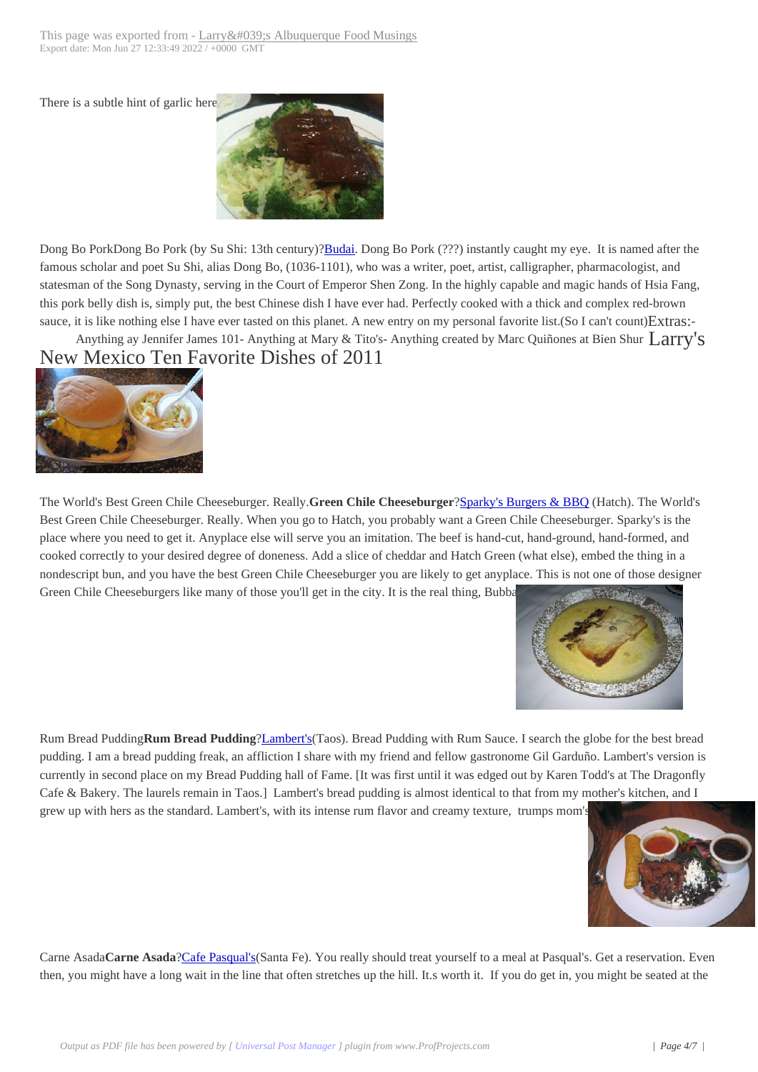There is a subtle hint of garlic here

Dong Bo PorkDong Bo Pork (by Su Shi: 13th century)?Budai. Dong Bo Pork (???) instantly caught my eye. It is named after the famous scholar and poet Su Shi, alias Dong Bo, (1036-1101), who was a writer, poet, artist, calligrapher, pharmacologist, and statesman of the Song Dynasty, serving in the Court of Emperor Shen Zong. In the highly capable and magic hands of Hsia Fang, this pork belly dish is, simply put, the best Chinese dish I have ever had. Perfectly cooked with a thick and complex red-brown sauce, it is like nothing else I have ever tasted on this planet. A new entry on my personal favorite list.(So I can't count)Extras:-

Anything ay Jennifer James 101- Anything at Mary & Tito's- Anything created by Marc Quiñones at Bien Shur

# Larry's New Mexico Ten Favorite Dishes of 2011

The World's Best Green Chile Cheeseburger. Really.**Green Chile Cheeseburger**?Sparky's Burgers & BBQ (Hatch). The World's Best Green Chile Cheeseburger. Really. When you go to Hatch, you probably want a Green Chile Cheeseburger. Sparky's is the place where you need to get it. Anyplace else will serve you an imitation. The beef is hand-cut, hand-ground, hand-formed, and cooked correctly to your desired degree of doneness. Add a slice of cheddar and Hatch Green (what else), embed the thing in a nondescript bun, and you have the best Green Chile Cheeseburger you are likely to get anyplace. This is not one of those designer Green Chile Cheeseburgers like many of those you'll get in the city. It is the real thing, Bubba

Rum Bread Pudding**Rum Bread Pudding**?Lambert's(Taos). Bread Pudding with Rum Sauce. I search the globe for the best bread pudding. I am a bread pudding freak, an affliction I share with my friend and fellow gastronome Gil Garduño. Lambert's version is currently in second place on my Bread Pudding hall of Fame. [It was first until it was edged out by Karen Todd's at The Dragonfly Cafe & Bakery. The laurels remain in Taos.] Lambert's bread pudding is almost identical to that from my mother's kitchen, and I grew up with hers as the standard. Lambert's, with its intense rum flavor and creamy texture, trumps mom's

Carne Asada**Carne Asada**?Cafe Pasqual's(Santa Fe). You really should treat yourself to a meal at Pasqual's. Get a reservation. Even then, you might have a long wait in the line that often stretches up the hill. It.s worth it. If you do get in, you might be seated at the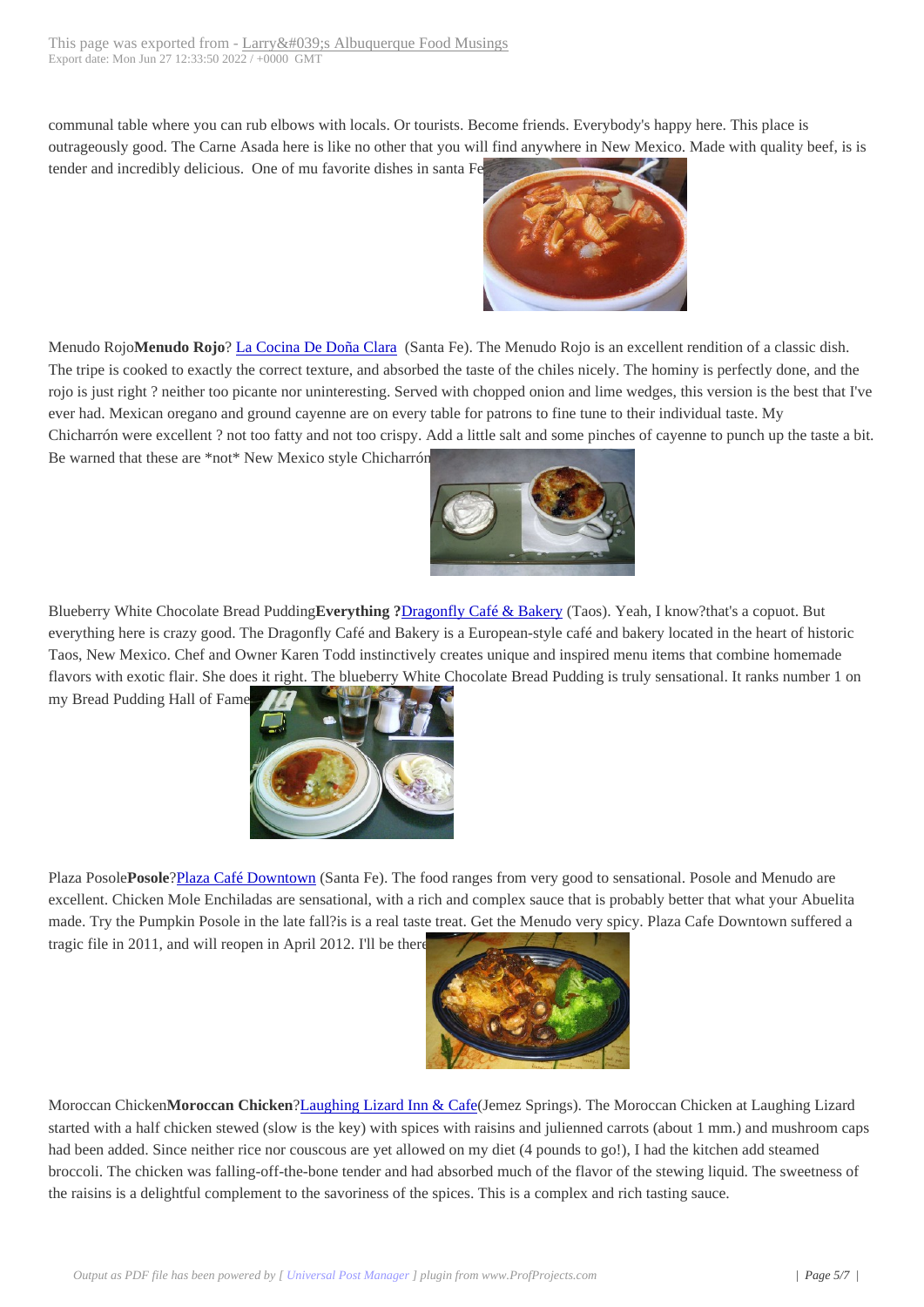communal table where you can rub elbows with locals. Or tourists. Become friends. Everybody's happy here. This place is outrageously good. The Carne Asada here is like no other that you will find anywhere in New Mexico. Made with quality beef, is is tender and incredibly delicious. One of mu favorite dishes in santa Fe.

Menudo Rojo**Menudo Rojo**? [La Cocina De Doña Clara](#) (Santa Fe). The Menudo Rojo is an excellent rendition of a classic dish. The tripe is cooked to exactly the correct texture, and absorbed the taste of the chiles nicely. The hominy is perfectly done, and the rojo is just right ? neither too picante nor uninteresting. Served with chopped onion and lime wedges, this version is the best that I've ever had. Mexican oregano and ground cayenne are on every table for patrons to fine tune to their individual taste. My Chicharrón were excellent ? not too fatty and not too crispy. Add a little salt and some pinches of cayenne to punch up the taste a bit. Be warned that these are *not* New Mexico style Chicharrón.

Blueberry White Chocolate Bread Pudding**Everything ?**[Dragonfly Café & Bakery](#) (Taos). Yeah, I know?that's a copuot. But everything here is crazy good. The Dragonfly Café and Bakery is a European-style café and bakery located in the heart of historic Taos, New Mexico. Chef and Owner Karen Todd instinctively creates unique and inspired menu items that combine homemade flavors with exotic flair. She does it right. The blueberry White Chocolate Bread Pudding is truly sensational. It ranks number 1 on my Bread Pudding Hall of Fame.

Plaza Posole**Posole**?[Plaza Café Downtown](#) (Santa Fe). The food ranges from very good to sensational. Posole and Menudo are excellent. Chicken Mole Enchiladas are sensational, with a rich and complex sauce that is probably better that what your Abuelita made. Try the Pumpkin Posole in the late fall?is is a real taste treat. Get the Menudo very spicy. Plaza Cafe Downtown suffered a tragic file in 2011, and will reopen in April 2012. I'll be there.

Moroccan Chicken**Moroccan Chicken**?[Laughing Lizard Inn & Cafe](#)(Jemez Springs). The Moroccan Chicken at Laughing Lizard started with a half chicken stewed (slow is the key) with spices with raisins and julienned carrots (about 1 mm.) and mushroom caps had been added. Since neither rice nor couscous are yet allowed on my diet (4 pounds to go!), I had the kitchen add steamed broccoli. The chicken was falling-off-the-bone tender and had absorbed much of the flavor of the stewing liquid. The sweetness of the raisins is a delightful complement to the savoriness of the spices. This is a complex and rich tasting sauce.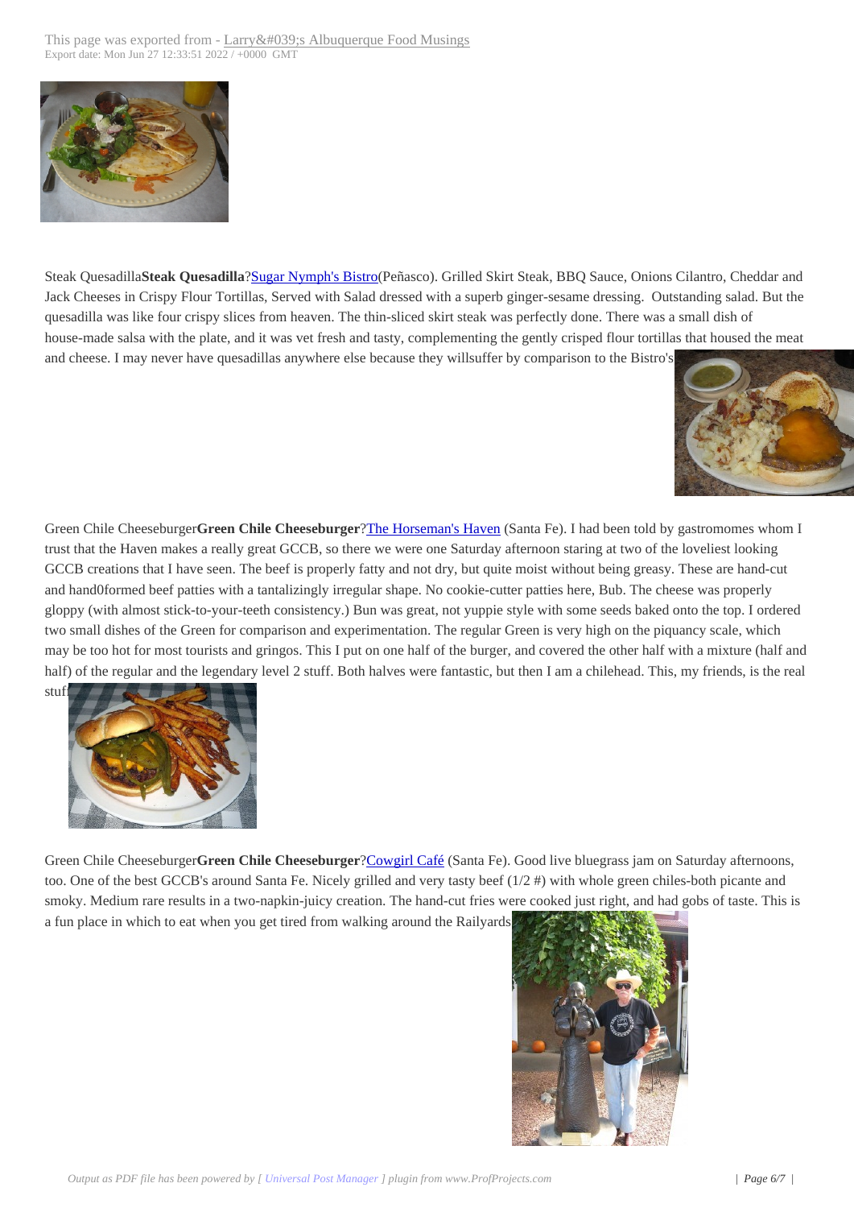Steak Quesadilla**Steak Quesadilla**?[Sugar Nymph's Bistro](Peñasco). Grilled Skirt Steak, BBQ Sauce, Onions Cilantro, Cheddar and Jack Cheeses in Crispy Flour Tortillas, Served with Salad dressed with a superb ginger-sesame dressing. Outstanding salad. But the quesadilla was like four crispy slices from heaven. The thin-sliced skirt steak was perfectly done. There was a small dish of house-made salsa with the plate, and it was vet fresh and tasty, complementing the gently crisped flour tortillas that housed the meat and cheese. I may never have quesadillas anywhere else because they willsuffer by comparison to the Bistro's

Green Chile Cheeseburger**Green Chile Cheeseburger**?The Horseman's Haven (Santa Fe). I had been told by gastromomes whom I trust that the Haven makes a really great GCCB, so there we were one Saturday afternoon staring at two of the loveliest looking GCCB creations that I have seen. The beef is properly fatty and not dry, but quite moist without being greasy. These are hand-cut and hand0formed beef patties with a tantalizingly irregular shape. No cookie-cutter patties here, Bub. The cheese was properly gloppy (with almost stick-to-your-teeth consistency.) Bun was great, not yuppie style with some seeds baked onto the top. I ordered two small dishes of the Green for comparison and experimentation. The regular Green is very high on the piquancy scale, which may be too hot for most tourists and gringos. This I put on one half of the burger, and covered the other half with a mixture (half and half) of the regular and the legendary level 2 stuff. Both halves were fantastic, but then I am a chilehead. This, my friends, is the real stuff

Green Chile Cheeseburger**Green Chile Cheeseburger**?Cowgirl Café (Santa Fe). Good live bluegrass jam on Saturday afternoons, too. One of the best GCCB's around Santa Fe. Nicely grilled and very tasty beef (1/2 #) with whole green chiles-both picante and smoky. Medium rare results in a two-napkin-juicy creation. The hand-cut fries were cooked just right, and had gobs of taste. This is a fun place in which to eat when you get tired from walking around the Railyards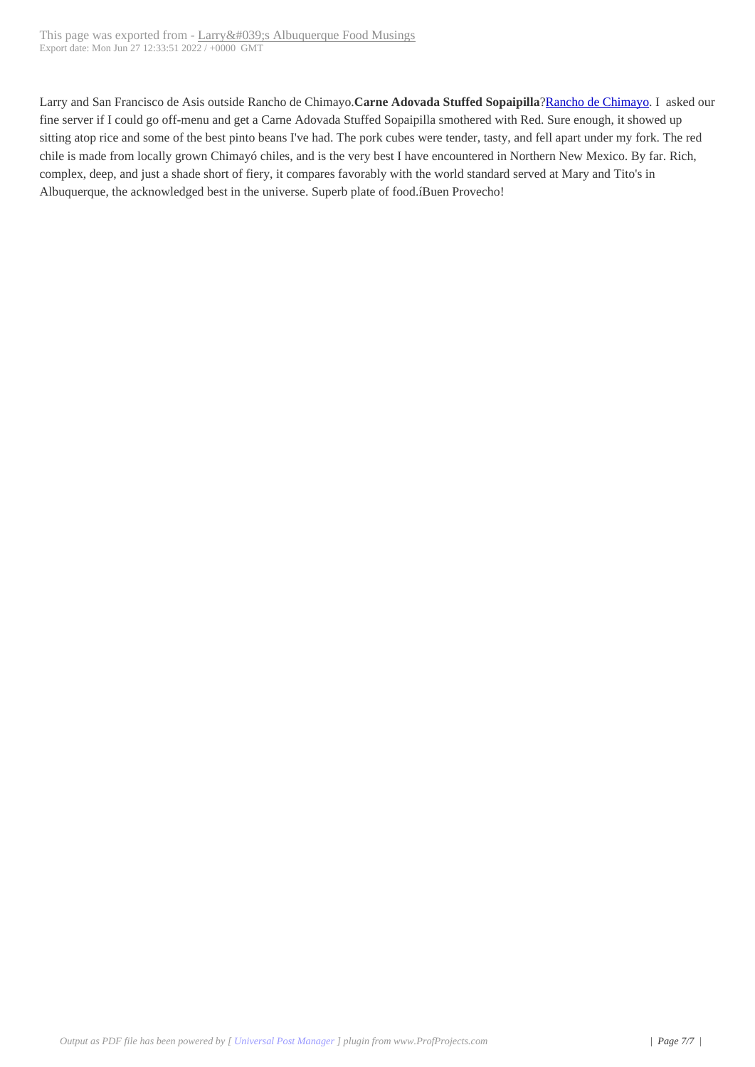Larry and San Francisco de Asis outside Rancho de Chimayo.**Carne Adovada Stuffed Sopaipilla**?Rancho de Chimayo. I  asked our fine server if I could go off-menu and get a Carne Adovada Stuffed Sopaipilla smothered with Red. Sure enough, it showed up sitting atop rice and some of the best pinto beans I've had. The pork cubes were tender, tasty, and fell apart under my fork. The red chile is made from locally grown Chimayó chiles, and is the very best I have encountered in Northern New Mexico. By far. Rich, complex, deep, and just a shade short of fiery, it compares favorably with the world standard served at Mary and Tito's in Albuquerque, the acknowledged best in the universe. Superb plate of food.íBuen Provecho!